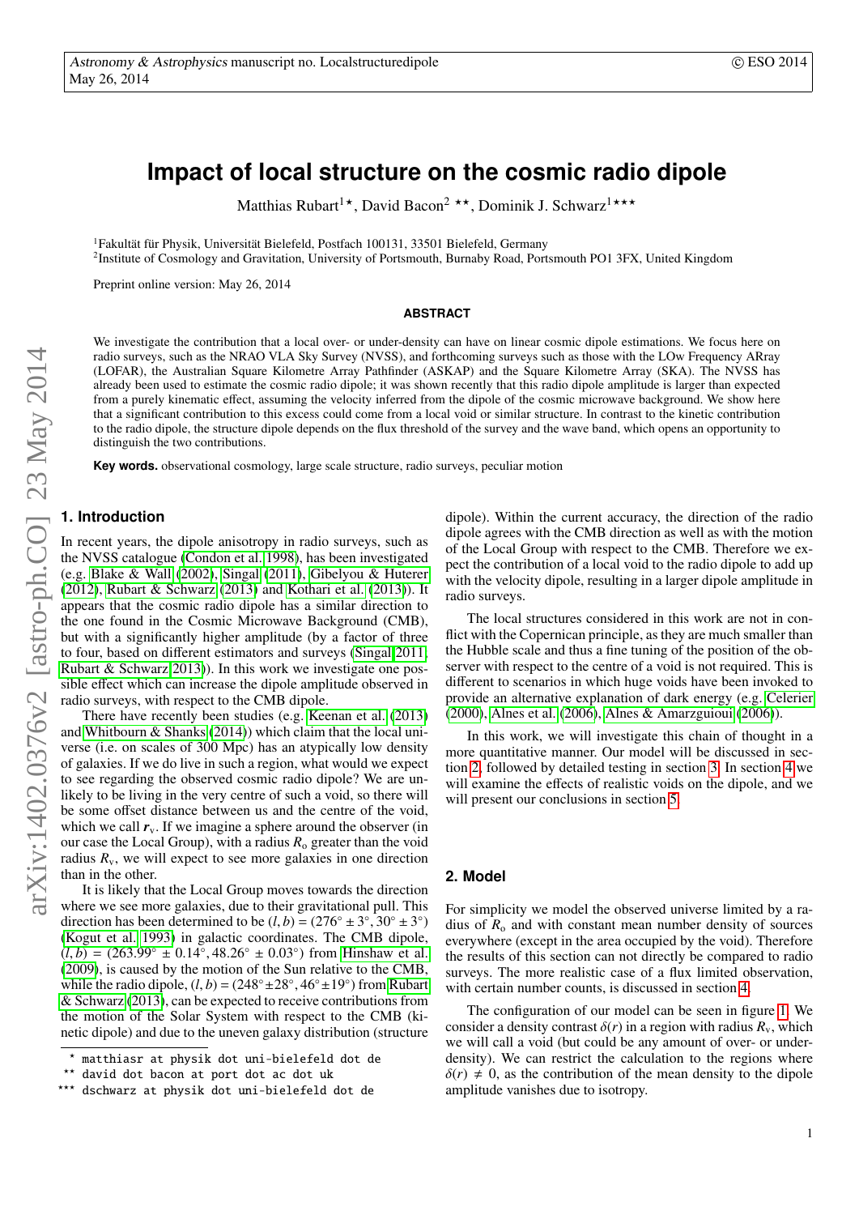# Impact of local structure on the cosmic radio dipole

Matthias Rubart[1]*, David Bacon[2]**, Dominik J. Schwarz[1]***

[1]Fakultät für Physik, Universität Bielefeld, Postfach 100131, 33501 Bielefeld, Germany
[2]Institute of Cosmology and Gravitation, University of Portsmouth, Burnaby Road, Portsmouth PO1 3FX, United Kingdom

Preprint online version: May 26, 2014

## ABSTRACT

We investigate the contribution that a local over- or under-density can have on linear cosmic dipole estimations. We focus here on radio surveys, such as the NRAO VLA Sky Survey (NVSS), and forthcoming surveys such as those with the LOw Frequency ARray (LOFAR), the Australian Square Kilometre Array Pathfinder (ASKAP) and the Square Kilometre Array (SKA). The NVSS has already been used to estimate the cosmic radio dipole; it was shown recently that this radio dipole amplitude is larger than expected from a purely kinematic effect, assuming the velocity inferred from the dipole of the cosmic microwave background. We show here that a significant contribution to this excess could come from a local void or similar structure. In contrast to the kinetic contribution to the radio dipole, the structure dipole depends on the flux threshold of the survey and the wave band, which opens an opportunity to distinguish the two contributions.

**Key words.** observational cosmology, large scale structure, radio surveys, peculiar motion

## 1. Introduction

In recent years, the dipole anisotropy in radio surveys, such as the NVSS catalogue (Condon et al. 1998), has been investigated (e.g. Blake & Wall (2002), Singal (2011), Gibelyou & Huterer (2012), Rubart & Schwarz (2013) and Kothari et al. (2013)). It appears that the cosmic radio dipole has a similar direction to the one found in the Cosmic Microwave Background (CMB), but with a significantly higher amplitude (by a factor of three to four, based on different estimators and surveys (Singal 2011, Rubart & Schwarz 2013)). In this work we investigate one possible effect which can increase the dipole amplitude observed in radio surveys, with respect to the CMB dipole.

There have recently been studies (e.g. Keenan et al. (2013) and Whitbourn & Shanks (2014)) which claim that the local universe (i.e. on scales of 300 Mpc) has an atypically low density of galaxies. If we do live in such a region, what would we expect to see regarding the observed cosmic radio dipole? We are unlikely to be living in the very centre of such a void, so there will be some offset distance between us and the centre of the void, which we call $\boldsymbol{r}_v$. If we imagine a sphere around the observer (in our case the Local Group), with a radius $R_o$ greater than the void radius $R_v$, we will expect to see more galaxies in one direction than in the other.

It is likely that the Local Group moves towards the direction where we see more galaxies, due to their gravitational pull. This direction has been determined to be $(l, b) = (276° \pm 3°, 30° \pm 3°)$ (Kogut et al. 1993) in galactic coordinates. The CMB dipole, $(l, b) = (263.99° \pm 0.14°, 48.26° \pm 0.03°)$ from Hinshaw et al. (2009), is caused by the motion of the Sun relative to the CMB, while the radio dipole, $(l, b) = (248° \pm 28°, 46° \pm 19°)$ from Rubart & Schwarz (2013), can be expected to receive contributions from the motion of the Solar System with respect to the CMB (kinetic dipole) and due to the uneven galaxy distribution (structure dipole). Within the current accuracy, the direction of the radio dipole agrees with the CMB direction as well as with the motion of the Local Group with respect to the CMB. Therefore we expect the contribution of a local void to the radio dipole to add up with the velocity dipole, resulting in a larger dipole amplitude in radio surveys.

The local structures considered in this work are not in conflict with the Copernican principle, as they are much smaller than the Hubble scale and thus a fine tuning of the position of the observer with respect to the centre of a void is not required. This is different to scenarios in which huge voids have been invoked to provide an alternative explanation of dark energy (e.g. Celerier (2000), Alnes et al. (2006), Alnes & Amarzguioui (2006)).

In this work, we will investigate this chain of thought in a more quantitative manner. Our model will be discussed in section 2, followed by detailed testing in section 3. In section 4 we will examine the effects of realistic voids on the dipole, and we will present our conclusions in section 5.

## 2. Model

For simplicity we model the observed universe limited by a radius of $R_o$ and with constant mean number density of sources everywhere (except in the area occupied by the void). Therefore the results of this section can not directly be compared to radio surveys. The more realistic case of a flux limited observation, with certain number counts, is discussed in section 4.

The configuration of our model can be seen in figure 1. We consider a density contrast $\delta(r)$ in a region with radius $R_v$, which we will call a void (but could be any amount of over- or underdensity). We can restrict the calculation to the regions where $\delta(r) \neq 0$, as the contribution of the mean density to the dipole amplitude vanishes due to isotropy.

---

* matthiasr at physik dot uni-bielefeld dot de
** david dot bacon at port dot ac dot uk
*** dschwarz at physik dot uni-bielefeld dot de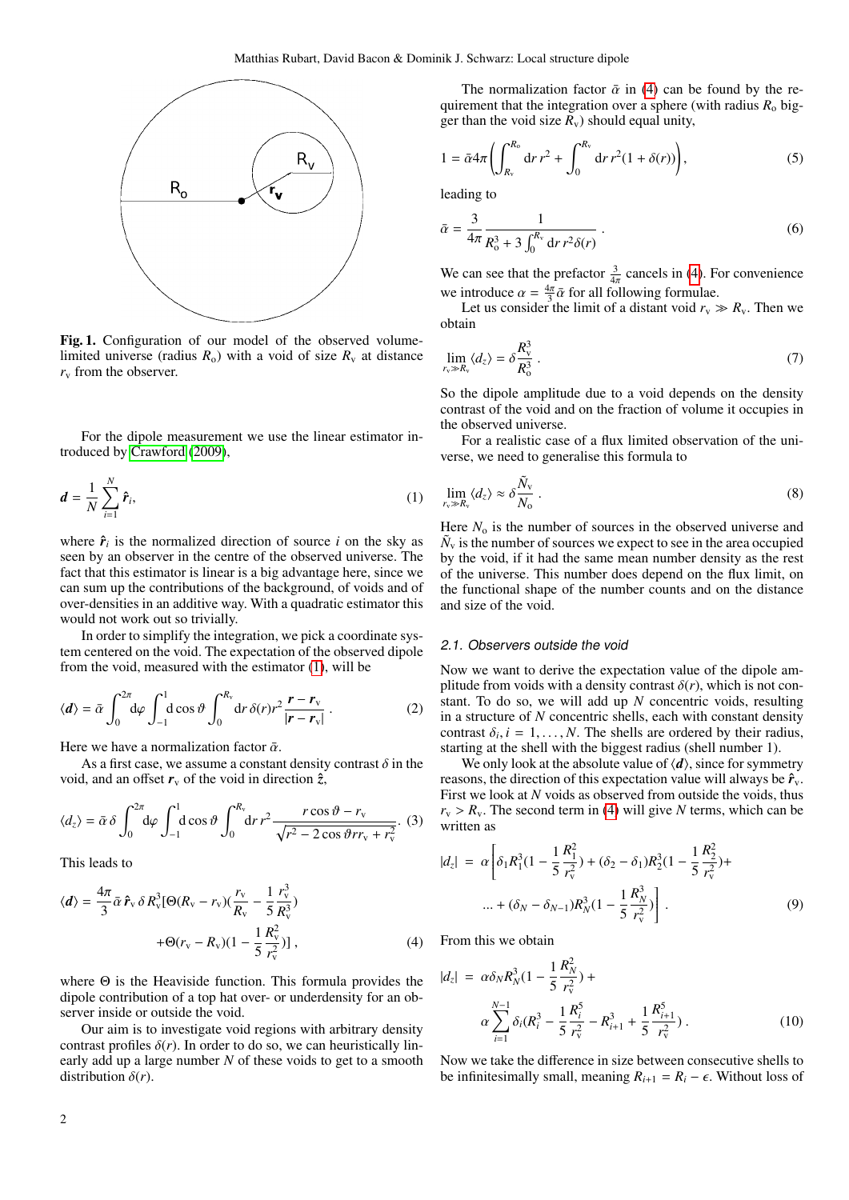Fig. 1. Configuration of our model of the observed volume-limited universe (radius $R_o$) with a void of size $R_v$ at distance $r_v$ from the observer.

For the dipole measurement we use the linear estimator introduced by Crawford (2009),

$$\boldsymbol{d} = \frac{1}{N}\sum_{i=1}^{N} \hat{\boldsymbol{r}}_i, \tag{1}$$

where $\hat{\boldsymbol{r}}_i$ is the normalized direction of source $i$ on the sky as seen by an observer in the centre of the observed universe. The fact that this estimator is linear is a big advantage here, since we can sum up the contributions of the background, of voids and of over-densities in an additive way. With a quadratic estimator this would not work out so trivially.

In order to simplify the integration, we pick a coordinate system centered on the void. The expectation of the observed dipole from the void, measured with the estimator (1), will be

$$\langle \boldsymbol{d} \rangle = \bar{\alpha} \int_0^{2\pi} \mathrm{d}\varphi \int_{-1}^{1} \mathrm{d}\cos\vartheta \int_0^{R_v} \mathrm{d}r\, \delta(r) r^2 \frac{\boldsymbol{r} - \boldsymbol{r}_v}{|\boldsymbol{r} - \boldsymbol{r}_v|}. \tag{2}$$

Here we have a normalization factor $\bar{\alpha}$.

As a first case, we assume a constant density contrast $\delta$ in the void, and an offset $\boldsymbol{r}_v$ of the void in direction $\hat{\boldsymbol{z}}$,

$$\langle d_z \rangle = \bar{\alpha}\, \delta \int_0^{2\pi} \mathrm{d}\varphi \int_{-1}^{1} \mathrm{d}\cos\vartheta \int_0^{R_v} \mathrm{d}r\, r^2 \frac{r\cos\vartheta - r_v}{\sqrt{r^2 - 2\cos\vartheta\, r r_v + r_v^2}}. \tag{3}$$

This leads to

$$\langle \boldsymbol{d} \rangle = \frac{4\pi}{3} \bar{\alpha}\, \hat{\boldsymbol{r}}_v\, \delta\, R_v^3 [\Theta(R_v - r_v)(\frac{r_v}{R_v} - \frac{1}{5}\frac{r_v^3}{R_v^3}) + \Theta(r_v - R_v)(1 - \frac{1}{5}\frac{R_v^2}{r_v^2})], \tag{4}$$

where $\Theta$ is the Heaviside function. This formula provides the dipole contribution of a top hat over- or underdensity for an observer inside or outside the void.

Our aim is to investigate void regions with arbitrary density contrast profiles $\delta(r)$. In order to do so, we can heuristically linearly add up a large number $N$ of these voids to get to a smooth distribution $\delta(r)$.

The normalization factor $\bar{\alpha}$ in (4) can be found by the requirement that the integration over a sphere (with radius $R_o$ bigger than the void size $R_v$) should equal unity,

$$1 = \bar{\alpha} 4\pi \left( \int_{R_v}^{R_o} \mathrm{d}r\, r^2 + \int_0^{R_v} \mathrm{d}r\, r^2 (1 + \delta(r)) \right), \tag{5}$$

leading to

$$\bar{\alpha} = \frac{3}{4\pi} \frac{1}{R_o^3 + 3\int_0^{R_v} \mathrm{d}r\, r^2 \delta(r)}. \tag{6}$$

We can see that the prefactor $\frac{3}{4\pi}$ cancels in (4). For convenience we introduce $\alpha = \frac{4\pi}{3}\bar{\alpha}$ for all following formulae.

Let us consider the limit of a distant void $r_v \gg R_v$. Then we obtain

$$\lim_{r_v \gg R_v} \langle d_z \rangle = \delta \frac{R_v^3}{R_o^3}. \tag{7}$$

So the dipole amplitude due to a void depends on the density contrast of the void and on the fraction of volume it occupies in the observed universe.

For a realistic case of a flux limited observation of the universe, we need to generalise this formula to

$$\lim_{r_v \gg R_v} \langle d_z \rangle \approx \delta \frac{\tilde{N}_v}{N_o}. \tag{8}$$

Here $N_o$ is the number of sources in the observed universe and $\tilde{N}_v$ is the number of sources we expect to see in the area occupied by the void, if it had the same mean number density as the rest of the universe. This number does depend on the flux limit, on the functional shape of the number counts and on the distance and size of the void.

### 2.1. Observers outside the void

Now we want to derive the expectation value of the dipole amplitude from voids with a density contrast $\delta(r)$, which is not constant. To do so, we will add up $N$ concentric voids, resulting in a structure of $N$ concentric shells, each with constant density contrast $\delta_i, i = 1, \ldots, N$. The shells are ordered by their radius, starting at the shell with the biggest radius (shell number 1).

We only look at the absolute value of $\langle \boldsymbol{d} \rangle$, since for symmetry reasons, the direction of this expectation value will always be $\hat{\boldsymbol{r}}_v$. First we look at $N$ voids as observed from outside the voids, thus $r_v > R_v$. The second term in (4) will give $N$ terms, which can be written as

$$\begin{aligned} |d_z| = \alpha \Big[ &\delta_1 R_1^3 (1 - \frac{1}{5}\frac{R_1^2}{r_v^2}) + (\delta_2 - \delta_1) R_2^3 (1 - \frac{1}{5}\frac{R_2^2}{r_v^2}) + \\ &\ldots + (\delta_N - \delta_{N-1}) R_N^3 (1 - \frac{1}{5}\frac{R_N^3}{r_v^2}) \Big]. \end{aligned} \tag{9}$$

From this we obtain

$$\begin{aligned} |d_z| = {} & \alpha \delta_N R_N^3 (1 - \frac{1}{5}\frac{R_N^2}{r_v^2}) + \\ & \alpha \sum_{i=1}^{N-1} \delta_i (R_i^3 - \frac{1}{5}\frac{R_i^5}{r_v^2} - R_{i+1}^3 + \frac{1}{5}\frac{R_{i+1}^5}{r_v^2}). \end{aligned} \tag{10}$$

Now we take the difference in size between consecutive shells to be infinitesimally small, meaning $R_{i+1} = R_i - \epsilon$. Without loss of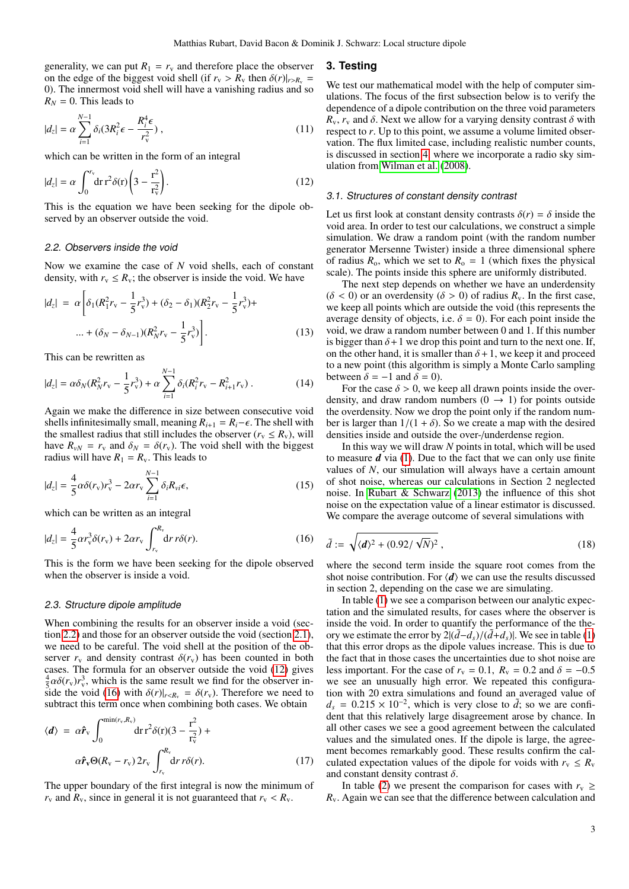generality, we can put $R_1 = r_v$ and therefore place the observer on the edge of the biggest void shell (if $r_v > R_v$ then $\delta(r)|_{r>R_v} = 0$). The innermost void shell will have a vanishing radius and so $R_N = 0$. This leads to

$$|d_z| = \alpha \sum_{i=1}^{N-1} \delta_i (3R_i^2 \epsilon - \frac{R_i^4 \epsilon}{r_v^2}), \tag{11}$$

which can be written in the form of an integral

$$|d_z| = \alpha \int_0^{r_v} \mathrm{d}r\, r^2 \delta(r) \left(3 - \frac{r^2}{r_v^2}\right). \tag{12}$$

This is the equation we have been seeking for the dipole observed by an observer outside the void.

### 2.2. Observers inside the void

Now we examine the case of $N$ void shells, each of constant density, with $r_v \leq R_v$; the observer is inside the void. We have

$$\begin{aligned}|d_z| = \alpha \Big[ &\delta_1 (R_1^2 r_v - \frac{1}{5} r_v^3) + (\delta_2 - \delta_1)(R_2^2 r_v - \frac{1}{5} r_v^3) + \\ &... + (\delta_N - \delta_{N-1})(R_N^2 r_v - \frac{1}{5} r_v^3) \Big].\end{aligned} \tag{13}$$

This can be rewritten as

$$|d_z| = \alpha \delta_N (R_N^2 r_v - \frac{1}{5} r_v^3) + \alpha \sum_{i=1}^{N-1} \delta_i (R_i^2 r_v - R_{i+1}^2 r_v). \tag{14}$$

Again we make the difference in size between consecutive void shells infinitesimally small, meaning $R_{i+1} = R_i - \epsilon$. The shell with the smallest radius that still includes the observer ($r_v \leq R_v$), will have $R_{vN} = r_v$ and $\delta_N = \delta(r_v)$. The void shell with the biggest radius will have $R_1 = R_v$. This leads to

$$|d_z| = \frac{4}{5} \alpha \delta(r_v) r_v^3 - 2\alpha r_v \sum_{i=1}^{N-1} \delta_i R_{vi} \epsilon, \tag{15}$$

which can be written as an integral

$$|d_z| = \frac{4}{5} \alpha r_v^3 \delta(r_v) + 2\alpha r_v \int_{r_v}^{R_v} \mathrm{d}r\, r \delta(r). \tag{16}$$

This is the form we have been seeking for the dipole observed when the observer is inside a void.

### 2.3. Structure dipole amplitude

When combining the results for an observer inside a void (section 2.2) and those for an observer outside the void (section 2.1), we need to be careful. The void shell at the position of the observer $r_v$ and density contrast $\delta(r_v)$ has been counted in both cases. The formula for an observer outside the void (12) gives $\frac{4}{5}\alpha\delta(r_v) r_v^3$, which is the same result we find for the observer inside the void (16) with $\delta(r)|_{r<R_v} = \delta(r_v)$. Therefore we need to subtract this term once when combining both cases. We obtain

$$\begin{aligned}\langle \boldsymbol{d} \rangle = &\alpha \hat{\boldsymbol{r}}_v \int_0^{\min(r_v, R_v)} \mathrm{d}r\, r^2 \delta(r) (3 - \frac{r^2}{r_v^2}) + \\ &\alpha \hat{\boldsymbol{r}}_v \Theta(R_v - r_v)\, 2 r_v \int_{r_v}^{R_v} \mathrm{d}r\, r \delta(r).\end{aligned} \tag{17}$$

The upper boundary of the first integral is now the minimum of $r_v$ and $R_v$, since in general it is not guaranteed that $r_v < R_v$.

## 3. Testing

We test our mathematical model with the help of computer simulations. The focus of the first subsection below is to verify the dependence of a dipole contribution on the three void parameters $R_v$, $r_v$ and $\delta$. Next we allow for a varying density contrast $\delta$ with respect to $r$. Up to this point, we assume a volume limited observation. The flux limited case, including realistic number counts, is discussed in section 4, where we incorporate a radio sky simulation from Wilman et al. (2008).

### 3.1. Structures of constant density contrast

Let us first look at constant density contrasts $\delta(r) = \delta$ inside the void area. In order to test our calculations, we construct a simple simulation. We draw a random point (with the random number generator Mersenne Twister) inside a three dimensional sphere of radius $R_o$, which we set to $R_o = 1$ (which fixes the physical scale). The points inside this sphere are uniformly distributed.

The next step depends on whether we have an underdensity ($\delta < 0$) or an overdensity ($\delta > 0$) of radius $R_v$. In the first case, we keep all points which are outside the void (this represents the average density of objects, i.e. $\delta = 0$). For each point inside the void, we draw a random number between 0 and 1. If this number is bigger than $\delta + 1$ we drop this point and turn to the next one. If, on the other hand, it is smaller than $\delta + 1$, we keep it and proceed to a new point (this algorithm is simply a Monte Carlo sampling between $\delta = -1$ and $\delta = 0$).

For the case $\delta > 0$, we keep all drawn points inside the overdensity, and draw random numbers ($0 \to 1$) for points outside the overdensity. Now we drop the point only if the random number is larger than $1/(1 + \delta)$. So we create a map with the desired densities inside and outside the over-/underdense region.

In this way we will draw $N$ points in total, which will be used to measure $\boldsymbol{d}$ via (1). Due to the fact that we can only use finite values of $N$, our simulation will always have a certain amount of shot noise, whereas our calculations in Section 2 neglected noise. In Rubart & Schwarz (2013) the influence of this shot noise on the expectation value of a linear estimator is discussed. We compare the average outcome of several simulations with

$$\tilde{d} := \sqrt{\langle \boldsymbol{d} \rangle^2 + (0.92/\sqrt{N})^2}, \tag{18}$$

where the second term inside the square root comes from the shot noise contribution. For $\langle \boldsymbol{d} \rangle$ we can use the results discussed in section 2, depending on the case we are simulating.

In table (1) we see a comparison between our analytic expectation and the simulated results, for cases where the observer is inside the void. In order to quantify the performance of the theory we estimate the error by $2|(\tilde{d} - d_s)/(\tilde{d} + d_s)|$. We see in table (1) that this error drops as the dipole values increase. This is due to the fact that in those cases the uncertainties due to shot noise are less important. For the case of $r_v = 0.1$, $R_v = 0.2$ and $\delta = -0.5$ we see an unusually high error. We repeated this configuration with 20 extra simulations and found an averaged value of $d_s = 0.215 \times 10^{-2}$, which is very close to $\tilde{d}$; so we are confident that this relatively large disagreement arose by chance. In all other cases we see a good agreement between the calculated values and the simulated ones. If the dipole is large, the agreement becomes remarkably good. These results confirm the calculated expectation values of the dipole for voids with $r_v \leq R_v$ and constant density contrast $\delta$.

In table (2) we present the comparison for cases with $r_v \geq R_v$. Again we can see that the difference between calculation and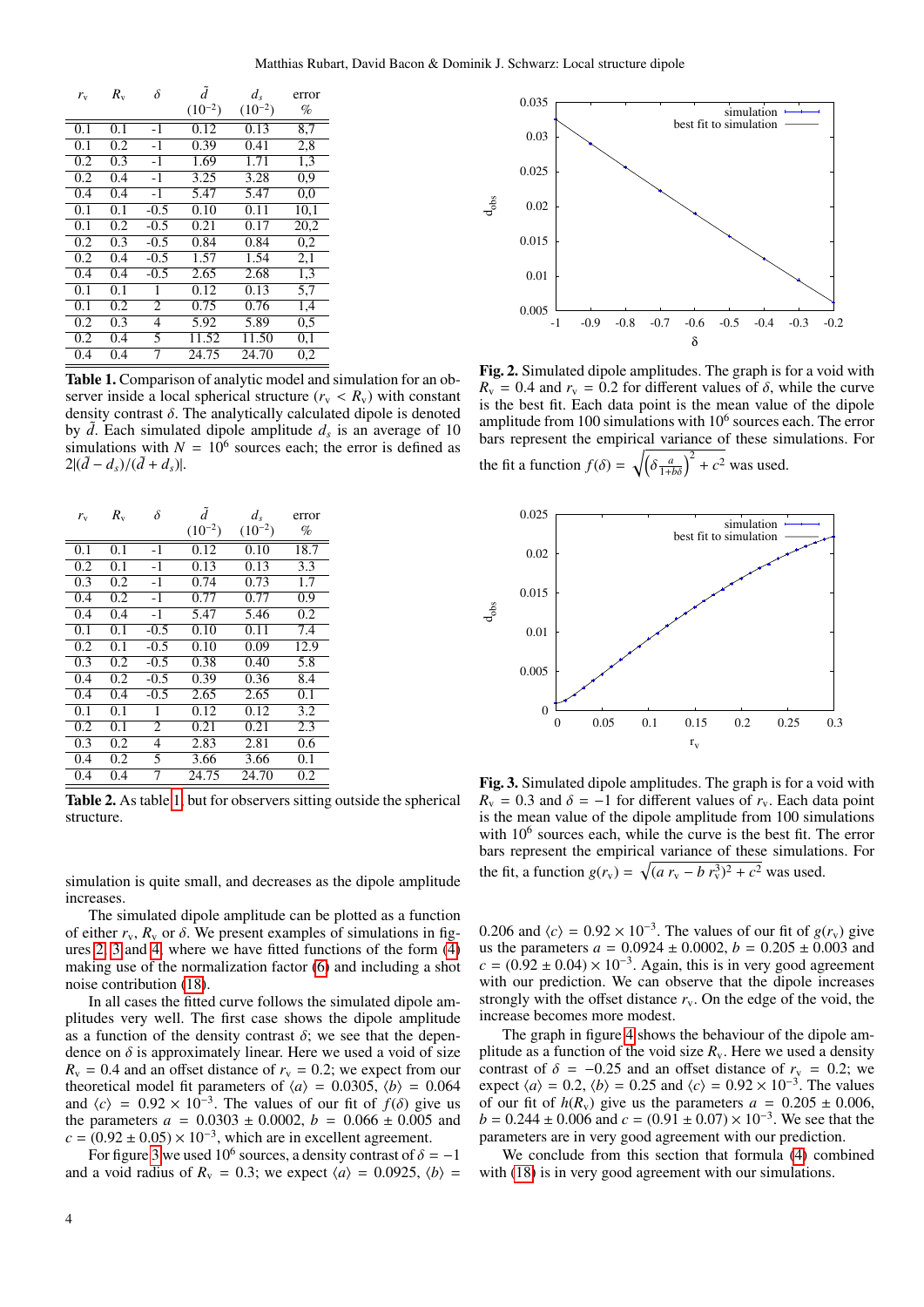| $r_v$ | $R_v$ | $\delta$ | $\tilde{d}$ $(10^{-2})$ | $d_s$ $(10^{-2})$ | error % |
|---|---|---|---|---|---|
| 0.1 | 0.1 | -1 | 0.12 | 0.13 | 8,7 |
| 0.1 | 0.2 | -1 | 0.39 | 0.41 | 2,8 |
| 0.2 | 0.3 | -1 | 1.69 | 1.71 | 1,3 |
| 0.2 | 0.4 | -1 | 3.25 | 3.28 | 0,9 |
| 0.4 | 0.4 | -1 | 5.47 | 5.47 | 0,0 |
| 0.1 | 0.1 | -0.5 | 0.10 | 0.11 | 10,1 |
| 0.1 | 0.2 | -0.5 | 0.21 | 0.17 | 20,2 |
| 0.2 | 0.3 | -0.5 | 0.84 | 0.84 | 0,2 |
| 0.2 | 0.4 | -0.5 | 1.57 | 1.54 | 2,1 |
| 0.4 | 0.4 | -0.5 | 2.65 | 2.68 | 1,3 |
| 0.1 | 0.1 | 1 | 0.12 | 0.13 | 5,7 |
| 0.1 | 0.2 | 2 | 0.75 | 0.76 | 1,4 |
| 0.2 | 0.3 | 4 | 5.92 | 5.89 | 0,5 |
| 0.2 | 0.4 | 5 | 11.52 | 11.50 | 0,1 |
| 0.4 | 0.4 | 7 | 24.75 | 24.70 | 0,2 |

**Table 1.** Comparison of analytic model and simulation for an observer inside a local spherical structure ($r_v < R_v$) with constant density contrast $\delta$. The analytically calculated dipole is denoted by $\tilde{d}$. Each simulated dipole amplitude $d_s$ is an average of 10 simulations with $N = 10^6$ sources each; the error is defined as $2|(\tilde{d} - d_s)/(\tilde{d} + d_s)|$.

| $r_v$ | $R_v$ | $\delta$ | $\tilde{d}$ $(10^{-2})$ | $d_s$ $(10^{-2})$ | error % |
|---|---|---|---|---|---|
| 0.1 | 0.1 | -1 | 0.12 | 0.10 | 18.7 |
| 0.2 | 0.1 | -1 | 0.13 | 0.13 | 3.3 |
| 0.3 | 0.2 | -1 | 0.74 | 0.73 | 1.7 |
| 0.4 | 0.2 | -1 | 0.77 | 0.77 | 0.9 |
| 0.4 | 0.4 | -1 | 5.47 | 5.46 | 0.2 |
| 0.1 | 0.1 | -0.5 | 0.10 | 0.11 | 7.4 |
| 0.2 | 0.1 | -0.5 | 0.10 | 0.09 | 12.9 |
| 0.3 | 0.2 | -0.5 | 0.38 | 0.40 | 5.8 |
| 0.4 | 0.2 | -0.5 | 0.39 | 0.36 | 8.4 |
| 0.4 | 0.4 | -0.5 | 2.65 | 2.65 | 0.1 |
| 0.1 | 0.1 | 1 | 0.12 | 0.12 | 3.2 |
| 0.2 | 0.1 | 2 | 0.21 | 0.21 | 2.3 |
| 0.3 | 0.2 | 4 | 2.83 | 2.81 | 0.6 |
| 0.4 | 0.2 | 5 | 3.66 | 3.66 | 0.1 |
| 0.4 | 0.4 | 7 | 24.75 | 24.70 | 0.2 |

**Table 2.** As table 1, but for observers sitting outside the spherical structure.

simulation is quite small, and decreases as the dipole amplitude increases.

The simulated dipole amplitude can be plotted as a function of either $r_v$, $R_v$ or $\delta$. We present examples of simulations in figures 2, 3 and 4, where we have fitted functions of the form (4) making use of the normalization factor (6) and including a shot noise contribution (18).

In all cases the fitted curve follows the simulated dipole amplitudes very well. The first case shows the dipole amplitude as a function of the density contrast $\delta$; we see that the dependence on $\delta$ is approximately linear. Here we used a void of size $R_v = 0.4$ and an offset distance of $r_v = 0.2$; we expect from our theoretical model fit parameters of $\langle a \rangle = 0.0305$, $\langle b \rangle = 0.064$ and $\langle c \rangle = 0.92 \times 10^{-3}$. The values of our fit of $f(\delta)$ give us the parameters $a = 0.0303 \pm 0.0002$, $b = 0.066 \pm 0.005$ and $c = (0.92 \pm 0.05) \times 10^{-3}$, which are in excellent agreement.

For figure 3 we used $10^6$ sources, a density contrast of $\delta = -1$ and a void radius of $R_v = 0.3$; we expect $\langle a \rangle = 0.0925$, $\langle b \rangle = 0.206$ and $\langle c \rangle = 0.92 \times 10^{-3}$. The values of our fit of $g(r_v)$ give us the parameters $a = 0.0924 \pm 0.0002$, $b = 0.205 \pm 0.003$ and $c = (0.92 \pm 0.04) \times 10^{-3}$. Again, this is in very good agreement with our prediction. We can observe that the dipole increases strongly with the offset distance $r_v$. On the edge of the void, the increase becomes more modest.

**Fig. 2.** Simulated dipole amplitudes. The graph is for a void with $R_v = 0.4$ and $r_v = 0.2$ for different values of $\delta$, while the curve is the best fit. Each data point is the mean value of the dipole amplitude from 100 simulations with $10^6$ sources each. The error bars represent the empirical variance of these simulations. For the fit a function $f(\delta) = \sqrt{\left(\delta \frac{a}{1+b\delta}\right)^2 + c^2}$ was used.

**Fig. 3.** Simulated dipole amplitudes. The graph is for a void with $R_v = 0.3$ and $\delta = -1$ for different values of $r_v$. Each data point is the mean value of the dipole amplitude from 100 simulations with $10^6$ sources each, while the curve is the best fit. The error bars represent the empirical variance of these simulations. For the fit, a function $g(r_v) = \sqrt{(a\, r_v - b\, r_v^3)^2 + c^2}$ was used.

The graph in figure 4 shows the behaviour of the dipole amplitude as a function of the void size $R_v$. Here we used a density contrast of $\delta = -0.25$ and an offset distance of $r_v = 0.2$; we expect $\langle a \rangle = 0.2$, $\langle b \rangle = 0.25$ and $\langle c \rangle = 0.92 \times 10^{-3}$. The values of our fit of $h(R_v)$ give us the parameters $a = 0.205 \pm 0.006$, $b = 0.244 \pm 0.006$ and $c = (0.91 \pm 0.07) \times 10^{-3}$. We see that the parameters are in very good agreement with our prediction.

We conclude from this section that formula (4) combined with (18) is in very good agreement with our simulations.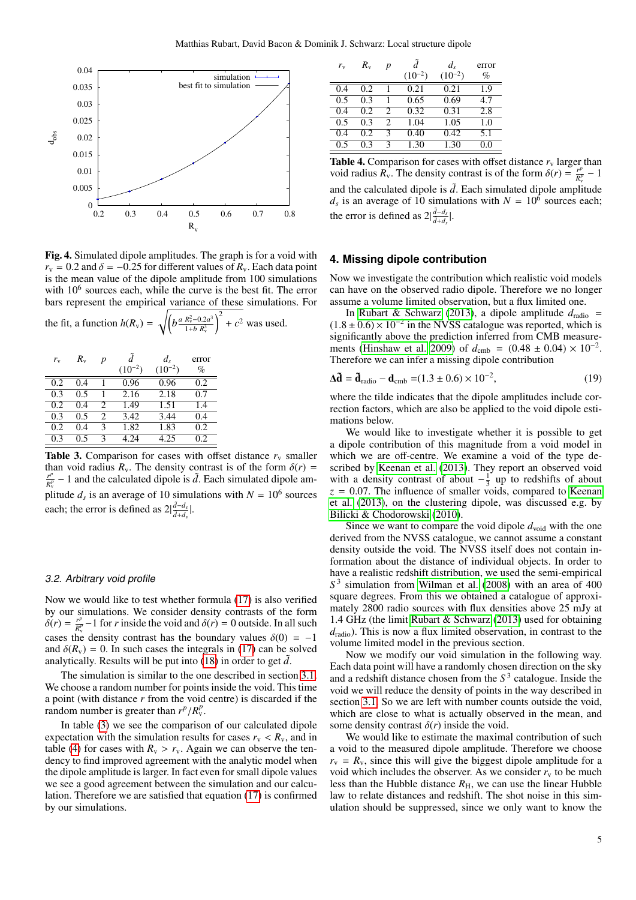**Fig. 4.** Simulated dipole amplitudes. The graph is for a void with $r_v = 0.2$ and $\delta = -0.25$ for different values of $R_v$. Each data point is the mean value of the dipole amplitude from 100 simulations with $10^6$ sources each, while the curve is the best fit. The error bars represent the empirical variance of these simulations. For the fit, a function $h(R_v) = \sqrt{\left(b\frac{a}{1+b}\frac{R_v^2-0.2a^3}{R_v^3}\right)^2 + c^2}$ was used.

| $r_v$ | $R_v$ | $p$ | $\tilde{d}$ $(10^{-2})$ | $d_s$ $(10^{-2})$ | error % |
|---|---|---|---|---|---|
| 0.2 | 0.4 | 1 | 0.96 | 0.96 | 0.2 |
| 0.3 | 0.5 | 1 | 2.16 | 2.18 | 0.7 |
| 0.2 | 0.4 | 2 | 1.49 | 1.51 | 1.4 |
| 0.3 | 0.5 | 2 | 3.42 | 3.44 | 0.4 |
| 0.2 | 0.4 | 3 | 1.82 | 1.83 | 0.2 |
| 0.3 | 0.5 | 3 | 4.24 | 4.25 | 0.2 |

**Table 3.** Comparison for cases with offset distance $r_v$ smaller than void radius $R_v$. The density contrast is of the form $\delta(r) = \frac{r^p}{R_v^p} - 1$ and the calculated dipole is $\tilde{d}$. Each simulated dipole amplitude $d_s$ is an average of 10 simulations with $N = 10^6$ sources each; the error is defined as $2|\frac{\tilde{d}-d_s}{\tilde{d}+d_s}|$.

### 3.2. Arbitrary void profile

Now we would like to test whether formula (17) is also verified by our simulations. We consider density contrasts of the form $\delta(r) = \frac{r^p}{R_v^p} - 1$ for $r$ inside the void and $\delta(r) = 0$ outside. In all such cases the density contrast has the boundary values $\delta(0) = -1$ and $\delta(R_v) = 0$. In such cases the integrals in (17) can be solved analytically. Results will be put into (18) in order to get $\tilde{d}$.

The simulation is similar to the one described in section 3.1. We choose a random number for points inside the void. This time a point (with distance $r$ from the void centre) is discarded if the random number is greater than $r^p/R_v^p$.

In table (3) we see the comparison of our calculated dipole expectation with the simulation results for cases $r_v < R_v$, and in table (4) for cases with $R_v > r_v$. Again we can observe the tendency to find improved agreement with the analytic model when the dipole amplitude is larger. In fact even for small dipole values we see a good agreement between the simulation and our calculation. Therefore we are satisfied that equation (17) is confirmed by our simulations.

| $r_v$ | $R_v$ | $p$ | $\tilde{d}$ $(10^{-2})$ | $d_s$ $(10^{-2})$ | error % |
|---|---|---|---|---|---|
| 0.4 | 0.2 | 1 | 0.21 | 0.21 | 1.9 |
| 0.5 | 0.3 | 1 | 0.65 | 0.69 | 4.7 |
| 0.4 | 0.2 | 2 | 0.32 | 0.31 | 2.8 |
| 0.5 | 0.3 | 2 | 1.04 | 1.05 | 1.0 |
| 0.4 | 0.2 | 3 | 0.40 | 0.42 | 5.1 |
| 0.5 | 0.3 | 3 | 1.30 | 1.30 | 0.0 |

**Table 4.** Comparison for cases with offset distance $r_v$ larger than void radius $R_v$. The density contrast is of the form $\delta(r) = \frac{r^p}{R_v^p} - 1$ and the calculated dipole is $\tilde{d}$. Each simulated dipole amplitude $d_s$ is an average of 10 simulations with $N = 10^6$ sources each; the error is defined as $2|\frac{\tilde{d}-d_s}{\tilde{d}+d_s}|$.

## 4. Missing dipole contribution

Now we investigate the contribution which realistic void models can have on the observed radio dipole. Therefore we no longer assume a volume limited observation, but a flux limited one.

In Rubart & Schwarz (2013), a dipole amplitude $d_{\text{radio}} = (1.8 \pm 0.6) \times 10^{-2}$ in the NVSS catalogue was reported, which is significantly above the prediction inferred from CMB measurements (Hinshaw et al. 2009) of $d_{\text{cmb}} = (0.48 \pm 0.04) \times 10^{-2}$. Therefore we can infer a missing dipole contribution

$$\Delta\tilde{\mathbf{d}} = \tilde{\mathbf{d}}_{\text{radio}} - \mathbf{d}_{\text{cmb}} = (1.3 \pm 0.6) \times 10^{-2}, \tag{19}$$

where the tilde indicates that the dipole amplitudes include correction factors, which are also be applied to the void dipole estimations below.

We would like to investigate whether it is possible to get a dipole contribution of this magnitude from a void model in which we are off-centre. We examine a void of the type described by Keenan et al. (2013). They report an observed void with a density contrast of about $-\frac{1}{3}$ up to redshifts of about $z = 0.07$. The influence of smaller voids, compared to Keenan et al. (2013), on the clustering dipole, was discussed e.g. by Bilicki & Chodorowski (2010).

Since we want to compare the void dipole $d_{\text{void}}$ with the one derived from the NVSS catalogue, we cannot assume a constant density outside the void. The NVSS itself does not contain information about the distance of individual objects. In order to have a realistic redshift distribution, we used the semi-empirical $S^3$ simulation from Wilman et al. (2008) with an area of 400 square degrees. From this we obtained a catalogue of approximately 2800 radio sources with flux densities above 25 mJy at 1.4 GHz (the limit Rubart & Schwarz (2013) used for obtaining $d_{\text{radio}}$). This is now a flux limited observation, in contrast to the volume limited model in the previous section.

Now we modify our void simulation in the following way. Each data point will have a randomly chosen direction on the sky and a redshift distance chosen from the $S^3$ catalogue. Inside the void we will reduce the density of points in the way described in section 3.1. So we are left with number counts outside the void, which are close to what is actually observed in the mean, and some density contrast $\delta(r)$ inside the void.

We would like to estimate the maximal contribution of such a void to the measured dipole amplitude. Therefore we choose $r_v = R_v$, since this will give the biggest dipole amplitude for a void which includes the observer. As we consider $r_v$ to be much less than the Hubble distance $R_H$, we can use the linear Hubble law to relate distances and redshift. The shot noise in this simulation should be suppressed, since we only want to know the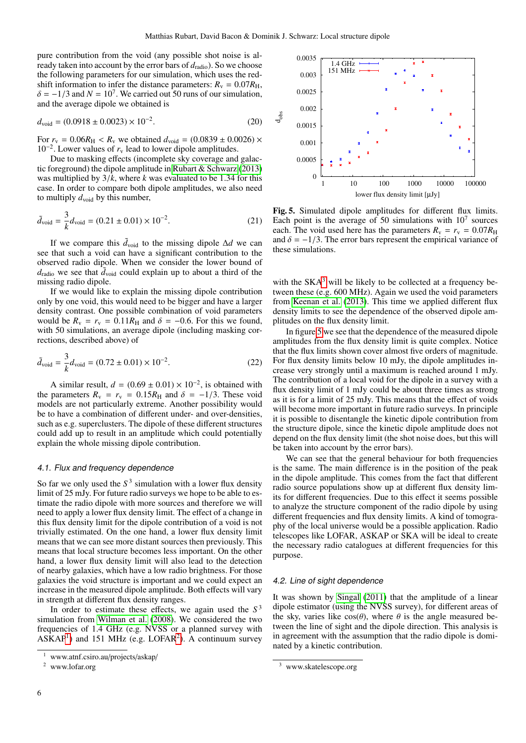pure contribution from the void (any possible shot noise is already taken into account by the error bars of $d_{\rm radio}$). So we choose the following parameters for our simulation, which uses the redshift information to infer the distance parameters: $R_{\rm v} = 0.07R_{\rm H}$, $\delta = -1/3$ and $N = 10^7$. We carried out 50 runs of our simulation, and the average dipole we obtained is

$$d_{\rm void} = (0.0918 \pm 0.0023) \times 10^{-2}. \tag{20}$$

For $r_{\rm v} = 0.06R_{\rm H} < R_{\rm v}$ we obtained $d_{\rm void} = (0.0839 \pm 0.0026) \times 10^{-2}$. Lower values of $r_{\rm v}$ lead to lower dipole amplitudes.

Due to masking effects (incomplete sky coverage and galactic foreground) the dipole amplitude in Rubart & Schwarz (2013) was multiplied by $3/k$, where $k$ was evaluated to be 1.34 for this case. In order to compare both dipole amplitudes, we also need to multiply $d_{\rm void}$ by this number,

$$\tilde{d}_{\rm void} = \frac{3}{k} d_{\rm void} = (0.21 \pm 0.01) \times 10^{-2}. \tag{21}$$

If we compare this $\tilde{d}_{\rm void}$ to the missing dipole $\Delta d$ we can see that such a void can have a significant contribution to the observed radio dipole. When we consider the lower bound of $d_{\rm radio}$ we see that $\tilde{d}_{\rm void}$ could explain up to about a third of the missing radio dipole.

If we would like to explain the missing dipole contribution only by one void, this would need to be bigger and have a larger density contrast. One possible combination of void parameters would be $R_{\rm v} = r_{\rm v} = 0.11R_{\rm H}$ and $\delta = -0.6$. For this we found, with 50 simulations, an average dipole (including masking corrections, described above) of

$$\tilde{d}_{\rm void} = \frac{3}{k} d_{\rm void} = (0.72 \pm 0.01) \times 10^{-2}. \tag{22}$$

A similar result, $d = (0.69 \pm 0.01) \times 10^{-2}$, is obtained with the parameters $R_{\rm v} = r_{\rm v} = 0.15R_{\rm H}$ and $\delta = -1/3$. These void models are not particularly extreme. Another possibility would be to have a combination of different under- and over-densities, such as e.g. superclusters. The dipole of these different structures could add up to result in an amplitude which could potentially explain the whole missing dipole contribution.

### 4.1. Flux and frequency dependence

So far we only used the $S^3$ simulation with a lower flux density limit of 25 mJy. For future radio surveys we hope to be able to estimate the radio dipole with more sources and therefore we will need to apply a lower flux density limit. The effect of a change in this flux density limit for the dipole contribution of a void is not trivially estimated. On the one hand, a lower flux density limit means that we can see more distant sources then previously. This means that local structure becomes less important. On the other hand, a lower flux density limit will also lead to the detection of nearby galaxies, which have a low radio brightness. For those galaxies the void structure is important and we could expect an increase in the measured dipole amplitude. Both effects will vary in strength at different flux density ranges.

In order to estimate these effects, we again used the $S^3$ simulation from Wilman et al. (2008). We considered the two frequencies of 1.4 GHz (e.g. NVSS or a planned survey with ASKAP[1]) and 151 MHz (e.g. LOFAR[2]). A continuum survey with the SKA[3] will be likely to be collected at a frequency between these (e.g. 600 MHz). Again we used the void parameters from Keenan et al. (2013). This time we applied different flux density limits to see the dependence of the observed dipole amplitudes on the flux density limit.

[1] www.atnf.csiro.au/projects/askap/

[2] www.lofar.org

**Fig. 5.** Simulated dipole amplitudes for different flux limits. Each point is the average of 50 simulations with $10^7$ sources each. The void used here has the parameters $R_{\rm v} = r_{\rm v} = 0.07R_{\rm H}$ and $\delta = -1/3$. The error bars represent the empirical variance of these simulations.

In figure 5 we see that the dependence of the measured dipole amplitudes from the flux density limit is quite complex. Notice that the flux limits shown cover almost five orders of magnitude. For flux density limits below 10 mJy, the dipole amplitudes increase very strongly until a maximum is reached around 1 mJy. The contribution of a local void for the dipole in a survey with a flux density limit of 1 mJy could be about three times as strong as it is for a limit of 25 mJy. This means that the effect of voids will become more important in future radio surveys. In principle it is possible to disentangle the kinetic dipole contribution from the structure dipole, since the kinetic dipole amplitude does not depend on the flux density limit (the shot noise does, but this will be taken into account by the error bars).

We can see that the general behaviour for both frequencies is the same. The main difference is in the position of the peak in the dipole amplitude. This comes from the fact that different radio source populations show up at different flux density limits for different frequencies. Due to this effect it seems possible to analyze the structure component of the radio dipole by using different frequencies and flux density limits. A kind of tomography of the local universe would be a possible application. Radio telescopes like LOFAR, ASKAP or SKA will be ideal to create the necessary radio catalogues at different frequencies for this purpose.

### 4.2. Line of sight dependence

It was shown by Singal (2011) that the amplitude of a linear dipole estimator (using the NVSS survey), for different areas of the sky, varies like $\cos(\theta)$, where $\theta$ is the angle measured between the line of sight and the dipole direction. This analysis is in agreement with the assumption that the radio dipole is dominated by a kinetic contribution.

[3] www.skatelescope.org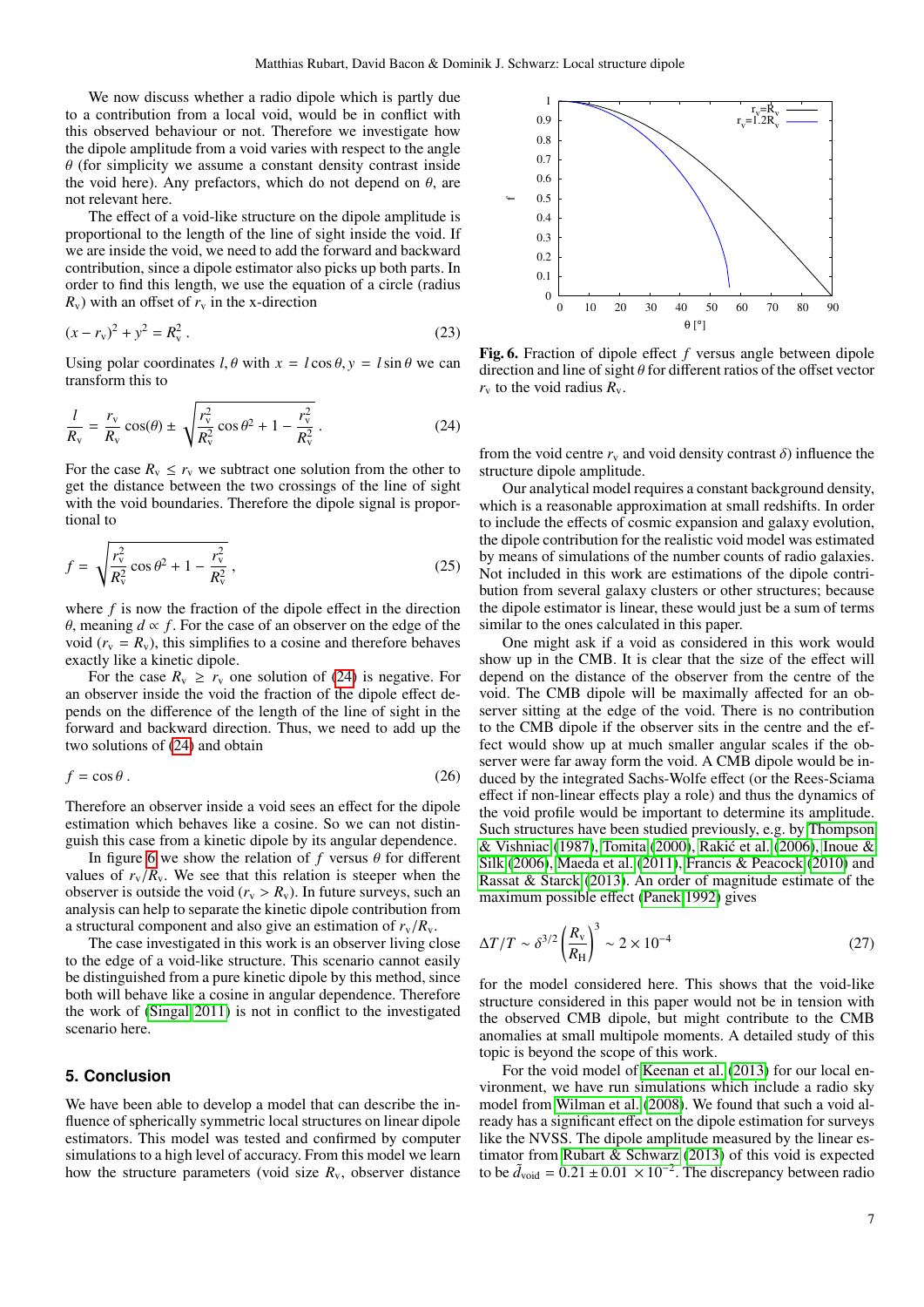We now discuss whether a radio dipole which is partly due to a contribution from a local void, would be in conflict with this observed behaviour or not. Therefore we investigate how the dipole amplitude from a void varies with respect to the angle $\theta$ (for simplicity we assume a constant density contrast inside the void here). Any prefactors, which do not depend on $\theta$, are not relevant here.

The effect of a void-like structure on the dipole amplitude is proportional to the length of the line of sight inside the void. If we are inside the void, we need to add the forward and backward contribution, since a dipole estimator also picks up both parts. In order to find this length, we use the equation of a circle (radius $R_{\rm v}$) with an offset of $r_{\rm v}$ in the x-direction

$$(x - r_{\rm v})^2 + y^2 = R_{\rm v}^2 \, . \tag{23}$$

Using polar coordinates $l, \theta$ with $x = l \cos\theta, y = l \sin\theta$ we can transform this to

$$\frac{l}{R_{\rm v}} = \frac{r_{\rm v}}{R_{\rm v}} \cos(\theta) \pm \sqrt{\frac{r_{\rm v}^2}{R_{\rm v}^2} \cos\theta^2 + 1 - \frac{r_{\rm v}^2}{R_{\rm v}^2}} \, . \tag{24}$$

For the case $R_{\rm v} \leq r_{\rm v}$ we subtract one solution from the other to get the distance between the two crossings of the line of sight with the void boundaries. Therefore the dipole signal is proportional to

$$f = \sqrt{\frac{r_{\rm v}^2}{R_{\rm v}^2} \cos\theta^2 + 1 - \frac{r_{\rm v}^2}{R_{\rm v}^2}} \, , \tag{25}$$

where $f$ is now the fraction of the dipole effect in the direction $\theta$, meaning $d \propto f$. For the case of an observer on the edge of the void ($r_{\rm v} = R_{\rm v}$), this simplifies to a cosine and therefore behaves exactly like a kinetic dipole.

For the case $R_{\rm v} \geq r_{\rm v}$ one solution of (24) is negative. For an observer inside the void the fraction of the dipole effect depends on the difference of the length of the line of sight in the forward and backward direction. Thus, we need to add up the two solutions of (24) and obtain

$$f = \cos\theta \, . \tag{26}$$

Therefore an observer inside a void sees an effect for the dipole estimation which behaves like a cosine. So we can not distinguish this case from a kinetic dipole by its angular dependence.

In figure 6 we show the relation of $f$ versus $\theta$ for different values of $r_{\rm v}/R_{\rm v}$. We see that this relation is steeper when the observer is outside the void ($r_{\rm v} > R_{\rm v}$). In future surveys, such an analysis can help to separate the kinetic dipole contribution from a structural component and also give an estimation of $r_{\rm v}/R_{\rm v}$.

The case investigated in this work is an observer living close to the edge of a void-like structure. This scenario cannot easily be distinguished from a pure kinetic dipole by this method, since both will behave like a cosine in angular dependence. Therefore the work of (Singal 2011) is not in conflict to the investigated scenario here.

**Fig. 6.** Fraction of dipole effect $f$ versus angle between dipole direction and line of sight $\theta$ for different ratios of the offset vector $r_{\rm v}$ to the void radius $R_{\rm v}$.

## 5. Conclusion

We have been able to develop a model that can describe the influence of spherically symmetric local structures on linear dipole estimators. This model was tested and confirmed by computer simulations to a high level of accuracy. From this model we learn how the structure parameters (void size $R_{\rm v}$, observer distance from the void centre $r_{\rm v}$ and void density contrast $\delta$) influence the structure dipole amplitude.

Our analytical model requires a constant background density, which is a reasonable approximation at small redshifts. In order to include the effects of cosmic expansion and galaxy evolution, the dipole contribution for the realistic void model was estimated by means of simulations of the number counts of radio galaxies. Not included in this work are estimations of the dipole contribution from several galaxy clusters or other structures; because the dipole estimator is linear, these would just be a sum of terms similar to the ones calculated in this paper.

One might ask if a void as considered in this work would show up in the CMB. It is clear that the size of the effect will depend on the distance of the observer from the centre of the void. The CMB dipole will be maximally affected for an observer sitting at the edge of the void. There is no contribution to the CMB dipole if the observer sits in the centre and the effect would show up at much smaller angular scales if the observer were far away form the void. A CMB dipole would be induced by the integrated Sachs-Wolfe effect (or the Rees-Sciama effect if non-linear effects play a role) and thus the dynamics of the void profile would be important to determine its amplitude. Such structures have been studied previously, e.g. by Thompson & Vishniac (1987), Tomita (2000), Rakić et al. (2006), Inoue & Silk (2006), Maeda et al. (2011), Francis & Peacock (2010) and Rassat & Starck (2013). An order of magnitude estimate of the maximum possible effect (Panek 1992) gives

$$\Delta T/T \sim \delta^{3/2} \left(\frac{R_{\rm v}}{R_{\rm H}}\right)^3 \sim 2 \times 10^{-4} \tag{27}$$

for the model considered here. This shows that the void-like structure considered in this paper would not be in tension with the observed CMB dipole, but might contribute to the CMB anomalies at small multipole moments. A detailed study of this topic is beyond the scope of this work.

For the void model of Keenan et al. (2013) for our local environment, we have run simulations which include a radio sky model from Wilman et al. (2008). We found that such a void already has a significant effect on the dipole estimation for surveys like the NVSS. The dipole amplitude measured by the linear estimator from Rubart & Schwarz (2013) of this void is expected to be $\tilde{d}_{\rm void} = 0.21 \pm 0.01 \times 10^{-2}$. The discrepancy between radio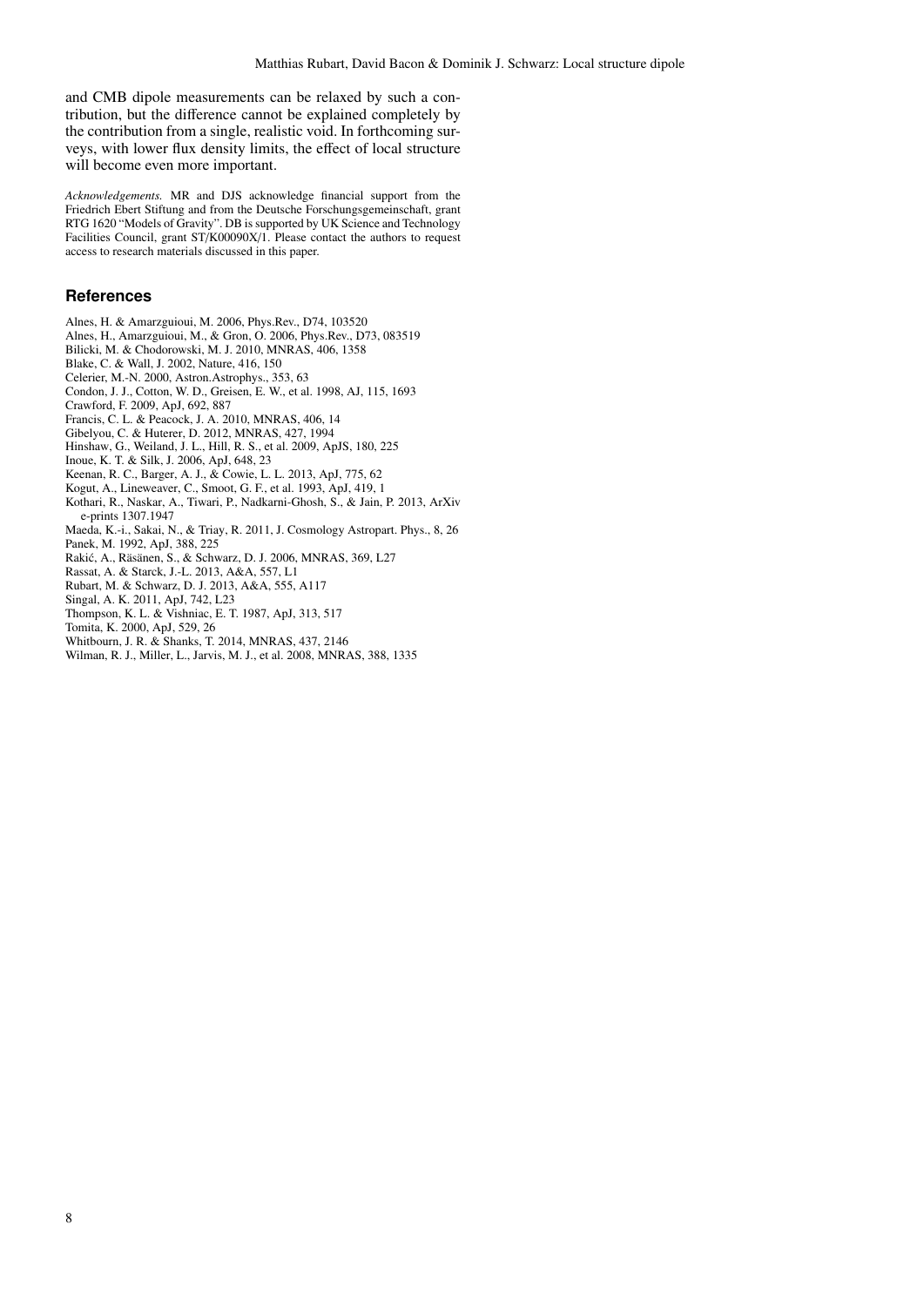and CMB dipole measurements can be relaxed by such a contribution, but the difference cannot be explained completely by the contribution from a single, realistic void. In forthcoming surveys, with lower flux density limits, the effect of local structure will become even more important.

*Acknowledgements.* MR and DJS acknowledge financial support from the Friedrich Ebert Stiftung and from the Deutsche Forschungsgemeinschaft, grant RTG 1620 "Models of Gravity". DB is supported by UK Science and Technology Facilities Council, grant ST/K00090X/1. Please contact the authors to request access to research materials discussed in this paper.

## References

Alnes, H. & Amarzguioui, M. 2006, Phys.Rev., D74, 103520

Alnes, H., Amarzguioui, M., & Gron, O. 2006, Phys.Rev., D73, 083519

Bilicki, M. & Chodorowski, M. J. 2010, MNRAS, 406, 1358

Blake, C. & Wall, J. 2002, Nature, 416, 150

Celerier, M.-N. 2000, Astron.Astrophys., 353, 63

Condon, J. J., Cotton, W. D., Greisen, E. W., et al. 1998, AJ, 115, 1693

Crawford, F. 2009, ApJ, 692, 887

Francis, C. L. & Peacock, J. A. 2010, MNRAS, 406, 14

Gibelyou, C. & Huterer, D. 2012, MNRAS, 427, 1994

Hinshaw, G., Weiland, J. L., Hill, R. S., et al. 2009, ApJS, 180, 225

Inoue, K. T. & Silk, J. 2006, ApJ, 648, 23

Keenan, R. C., Barger, A. J., & Cowie, L. L. 2013, ApJ, 775, 62

Kogut, A., Lineweaver, C., Smoot, G. F., et al. 1993, ApJ, 419, 1

Kothari, R., Naskar, A., Tiwari, P., Nadkarni-Ghosh, S., & Jain, P. 2013, ArXiv e-prints 1307.1947

Maeda, K.-i., Sakai, N., & Triay, R. 2011, J. Cosmology Astropart. Phys., 8, 26

Panek, M. 1992, ApJ, 388, 225

Rakić, A., Räsänen, S., & Schwarz, D. J. 2006, MNRAS, 369, L27

Rassat, A. & Starck, J.-L. 2013, A&A, 557, L1

Rubart, M. & Schwarz, D. J. 2013, A&A, 555, A117

Singal, A. K. 2011, ApJ, 742, L23

Thompson, K. L. & Vishniac, E. T. 1987, ApJ, 313, 517

Tomita, K. 2000, ApJ, 529, 26

Whitbourn, J. R. & Shanks, T. 2014, MNRAS, 437, 2146

Wilman, R. J., Miller, L., Jarvis, M. J., et al. 2008, MNRAS, 388, 1335